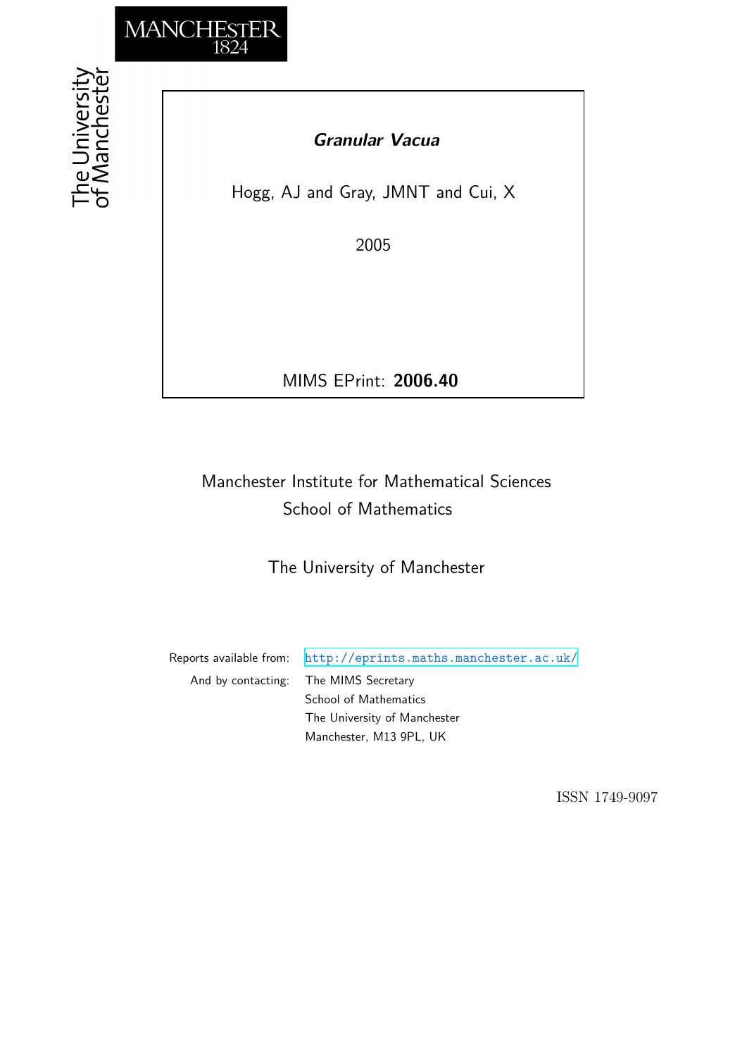MANCHESTER
1824

The University of Manchester

# *Granular Vacua*

Hogg, AJ and Gray, JMNT and Cui, X

2005

MIMS EPrint: **2006.40**

Manchester Institute for Mathematical Sciences
School of Mathematics

The University of Manchester

Reports available from: http://eprints.maths.manchester.ac.uk/
And by contacting: The MIMS Secretary
School of Mathematics
The University of Manchester
Manchester, M13 9PL, UK

ISSN 1749-9097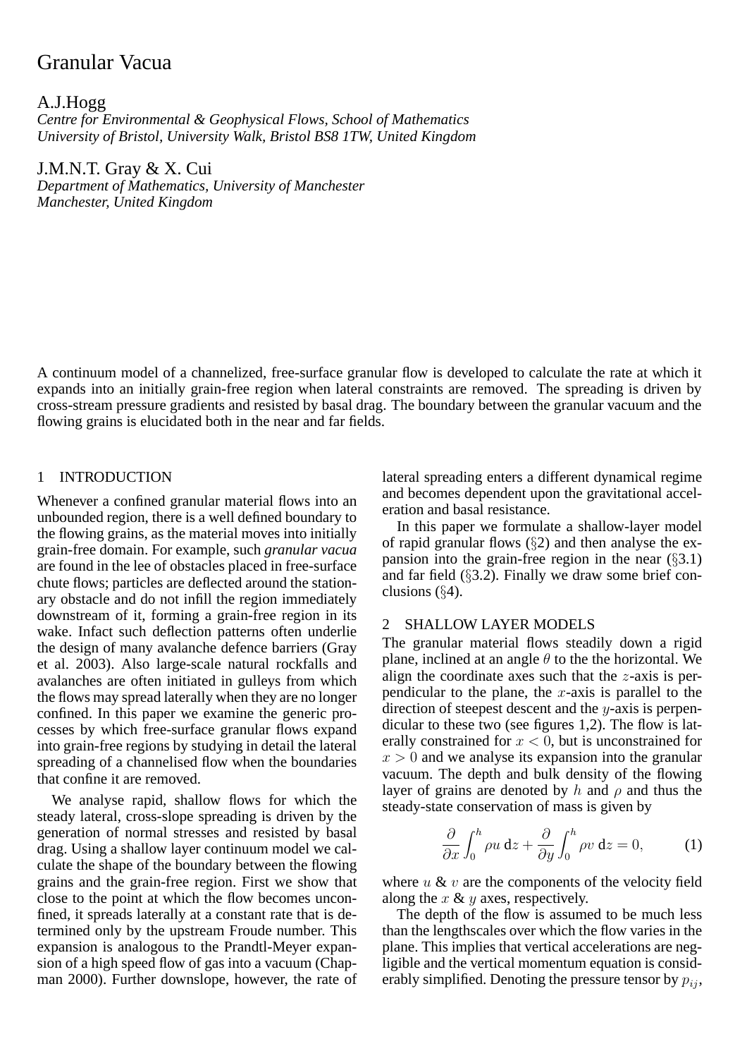# Granular Vacua

A.J.Hogg

*Centre for Environmental & Geophysical Flows, School of Mathematics*
*University of Bristol, University Walk, Bristol BS8 1TW, United Kingdom*

J.M.N.T. Gray & X. Cui

*Department of Mathematics, University of Manchester*
*Manchester, United Kingdom*

A continuum model of a channelized, free-surface granular flow is developed to calculate the rate at which it expands into an initially grain-free region when lateral constraints are removed. The spreading is driven by cross-stream pressure gradients and resisted by basal drag. The boundary between the granular vacuum and the flowing grains is elucidated both in the near and far fields.

## 1 INTRODUCTION

Whenever a confined granular material flows into an unbounded region, there is a well defined boundary to the flowing grains, as the material moves into initially grain-free domain. For example, such *granular vacua* are found in the lee of obstacles placed in free-surface chute flows; particles are deflected around the stationary obstacle and do not infill the region immediately downstream of it, forming a grain-free region in its wake. Infact such deflection patterns often underlie the design of many avalanche defence barriers (Gray et al. 2003). Also large-scale natural rockfalls and avalanches are often initiated in gulleys from which the flows may spread laterally when they are no longer confined. In this paper we examine the generic processes by which free-surface granular flows expand into grain-free regions by studying in detail the lateral spreading of a channelised flow when the boundaries that confine it are removed.

We analyse rapid, shallow flows for which the steady lateral, cross-slope spreading is driven by the generation of normal stresses and resisted by basal drag. Using a shallow layer continuum model we calculate the shape of the boundary between the flowing grains and the grain-free region. First we show that close to the point at which the flow becomes unconfined, it spreads laterally at a constant rate that is determined only by the upstream Froude number. This expansion is analogous to the Prandtl-Meyer expansion of a high speed flow of gas into a vacuum (Chapman 2000). Further downslope, however, the rate of lateral spreading enters a different dynamical regime and becomes dependent upon the gravitational acceleration and basal resistance.

In this paper we formulate a shallow-layer model of rapid granular flows (§2) and then analyse the expansion into the grain-free region in the near (§3.1) and far field (§3.2). Finally we draw some brief conclusions (§4).

## 2 SHALLOW LAYER MODELS

The granular material flows steadily down a rigid plane, inclined at an angle $\theta$ to the the horizontal. We align the coordinate axes such that the $z$-axis is perpendicular to the plane, the $x$-axis is parallel to the direction of steepest descent and the $y$-axis is perpendicular to these two (see figures 1,2). The flow is laterally constrained for $x < 0$, but is unconstrained for $x > 0$ and we analyse its expansion into the granular vacuum. The depth and bulk density of the flowing layer of grains are denoted by $h$ and $\rho$ and thus the steady-state conservation of mass is given by

$$\frac{\partial}{\partial x}\int_0^h \rho u \,\mathrm{d}z + \frac{\partial}{\partial y}\int_0^h \rho v \,\mathrm{d}z = 0, \tag{1}$$

where $u$ & $v$ are the components of the velocity field along the $x$ & $y$ axes, respectively.

The depth of the flow is assumed to be much less than the lengthscales over which the flow varies in the plane. This implies that vertical accelerations are negligible and the vertical momentum equation is considerably simplified. Denoting the pressure tensor by $p_{ij}$,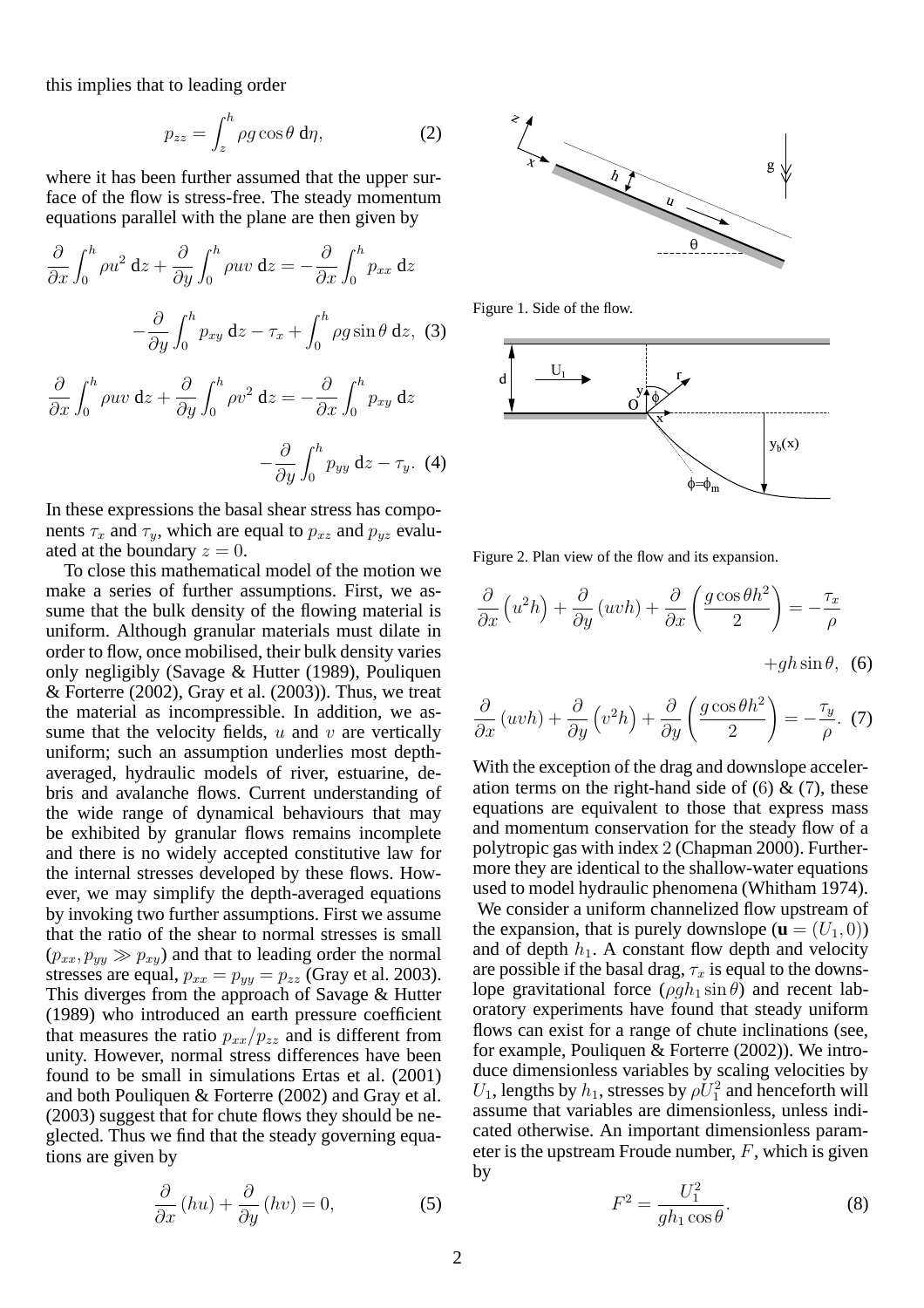this implies that to leading order

$$p_{zz} = \int_z^h \rho g \cos\theta \, \mathrm{d}\eta, \tag{2}$$

where it has been further assumed that the upper surface of the flow is stress-free. The steady momentum equations parallel with the plane are then given by

$$\frac{\partial}{\partial x}\int_0^h \rho u^2 \,\mathrm{d}z + \frac{\partial}{\partial y}\int_0^h \rho u v \,\mathrm{d}z = -\frac{\partial}{\partial x}\int_0^h p_{xx}\,\mathrm{d}z$$

$$-\frac{\partial}{\partial y}\int_0^h p_{xy}\,\mathrm{d}z - \tau_x + \int_0^h \rho g \sin\theta\,\mathrm{d}z, \tag{3}$$

$$\frac{\partial}{\partial x}\int_0^h \rho u v \,\mathrm{d}z + \frac{\partial}{\partial y}\int_0^h \rho v^2 \,\mathrm{d}z = -\frac{\partial}{\partial x}\int_0^h p_{xy}\,\mathrm{d}z$$

$$-\frac{\partial}{\partial y}\int_0^h p_{yy}\,\mathrm{d}z - \tau_y. \tag{4}$$

In these expressions the basal shear stress has components $\tau_x$ and $\tau_y$, which are equal to $p_{xz}$ and $p_{yz}$ evaluated at the boundary $z = 0$.

To close this mathematical model of the motion we make a series of further assumptions. First, we assume that the bulk density of the flowing material is uniform. Although granular materials must dilate in order to flow, once mobilised, their bulk density varies only negligibly (Savage & Hutter (1989), Pouliquen & Forterre (2002), Gray et al. (2003)). Thus, we treat the material as incompressible. In addition, we assume that the velocity fields, $u$ and $v$ are vertically uniform; such an assumption underlies most depth-averaged, hydraulic models of river, estuarine, debris and avalanche flows. Current understanding of the wide range of dynamical behaviours that may be exhibited by granular flows remains incomplete and there is no widely accepted constitutive law for the internal stresses developed by these flows. However, we may simplify the depth-averaged equations by invoking two further assumptions. First we assume that the ratio of the shear to normal stresses is small ($p_{xx}, p_{yy} \gg p_{xy}$) and that to leading order the normal stresses are equal, $p_{xx} = p_{yy} = p_{zz}$ (Gray et al. 2003). This diverges from the approach of Savage & Hutter (1989) who introduced an earth pressure coefficient that measures the ratio $p_{xx}/p_{zz}$ and is different from unity. However, normal stress differences have been found to be small in simulations Ertas et al. (2001) and both Pouliquen & Forterre (2002) and Gray et al. (2003) suggest that for chute flows they should be neglected. Thus we find that the steady governing equations are given by

$$\frac{\partial}{\partial x}(hu) + \frac{\partial}{\partial y}(hv) = 0, \tag{5}$$

Figure 1. Side of the flow.

Figure 2. Plan view of the flow and its expansion.

$$\frac{\partial}{\partial x}\left(u^2 h\right) + \frac{\partial}{\partial y}(uvh) + \frac{\partial}{\partial x}\left(\frac{g\cos\theta h^2}{2}\right) = -\frac{\tau_x}{\rho} + gh\sin\theta, \tag{6}$$

$$\frac{\partial}{\partial x}(uvh) + \frac{\partial}{\partial y}\left(v^2 h\right) + \frac{\partial}{\partial y}\left(\frac{g\cos\theta h^2}{2}\right) = -\frac{\tau_y}{\rho}. \tag{7}$$

With the exception of the drag and downslope acceleration terms on the right-hand side of (6) & (7), these equations are equivalent to those that express mass and momentum conservation for the steady flow of a polytropic gas with index 2 (Chapman 2000). Furthermore they are identical to the shallow-water equations used to model hydraulic phenomena (Whitham 1974).

We consider a uniform channelized flow upstream of the expansion, that is purely downslope ($\mathbf{u} = (U_1, 0)$) and of depth $h_1$. A constant flow depth and velocity are possible if the basal drag, $\tau_x$ is equal to the downslope gravitational force ($\rho g h_1 \sin\theta$) and recent laboratory experiments have found that steady uniform flows can exist for a range of chute inclinations (see, for example, Pouliquen & Forterre (2002)). We introduce dimensionless variables by scaling velocities by $U_1$, lengths by $h_1$, stresses by $\rho U_1^2$ and henceforth will assume that variables are dimensionless, unless indicated otherwise. An important dimensionless parameter is the upstream Froude number, $F$, which is given by

$$F^2 = \frac{U_1^2}{g h_1 \cos\theta}. \tag{8}$$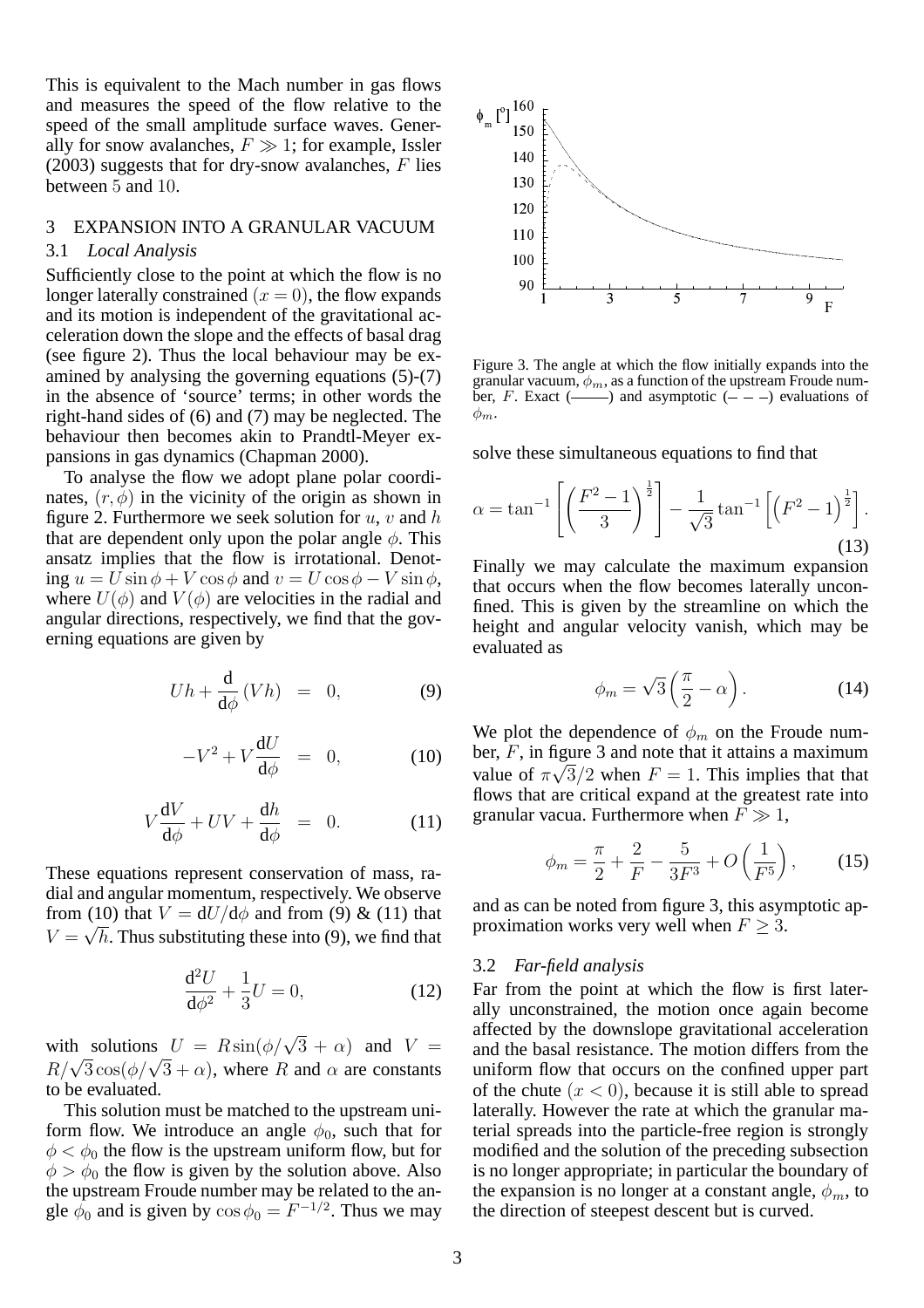This is equivalent to the Mach number in gas flows and measures the speed of the flow relative to the speed of the small amplitude surface waves. Generally for snow avalanches, $F \gg 1$; for example, Issler (2003) suggests that for dry-snow avalanches, $F$ lies between 5 and 10.

## 3 EXPANSION INTO A GRANULAR VACUUM

### 3.1 *Local Analysis*

Sufficiently close to the point at which the flow is no longer laterally constrained ($x = 0$), the flow expands and its motion is independent of the gravitational acceleration down the slope and the effects of basal drag (see figure 2). Thus the local behaviour may be examined by analysing the governing equations (5)-(7) in the absence of 'source' terms; in other words the right-hand sides of (6) and (7) may be neglected. The behaviour then becomes akin to Prandtl-Meyer expansions in gas dynamics (Chapman 2000).

To analyse the flow we adopt plane polar coordinates, $(r, \phi)$ in the vicinity of the origin as shown in figure 2. Furthermore we seek solution for $u$, $v$ and $h$ that are dependent only upon the polar angle $\phi$. This ansatz implies that the flow is irrotational. Denoting $u = U \sin\phi + V \cos\phi$ and $v = U \cos\phi - V \sin\phi$, where $U(\phi)$ and $V(\phi)$ are velocities in the radial and angular directions, respectively, we find that the governing equations are given by

$$Uh + \frac{\mathrm{d}}{\mathrm{d}\phi}(Vh) = 0, \tag{9}$$

$$-V^2 + V\frac{\mathrm{d}U}{\mathrm{d}\phi} = 0, \tag{10}$$

$$V\frac{\mathrm{d}V}{\mathrm{d}\phi} + UV + \frac{\mathrm{d}h}{\mathrm{d}\phi} = 0. \tag{11}$$

These equations represent conservation of mass, radial and angular momentum, respectively. We observe from (10) that $V = \mathrm{d}U/\mathrm{d}\phi$ and from (9) & (11) that $V = \sqrt{h}$. Thus substituting these into (9), we find that

$$\frac{\mathrm{d}^2 U}{\mathrm{d}\phi^2} + \frac{1}{3}U = 0, \tag{12}$$

with solutions $U = R\sin(\phi/\sqrt{3} + \alpha)$ and $V = R/\sqrt{3}\cos(\phi/\sqrt{3} + \alpha)$, where $R$ and $\alpha$ are constants to be evaluated.

This solution must be matched to the upstream uniform flow. We introduce an angle $\phi_0$, such that for $\phi < \phi_0$ the flow is the upstream uniform flow, but for $\phi > \phi_0$ the flow is given by the solution above. Also the upstream Froude number may be related to the angle $\phi_0$ and is given by $\cos\phi_0 = F^{-1/2}$. Thus we may solve these simultaneous equations to find that

$$\alpha = \tan^{-1}\left[\left(\frac{F^2 - 1}{3}\right)^{\frac{1}{2}}\right] - \frac{1}{\sqrt{3}}\tan^{-1}\left[\left(F^2 - 1\right)^{\frac{1}{2}}\right]. \tag{13}$$

Finally we may calculate the maximum expansion that occurs when the flow becomes laterally unconfined. This is given by the streamline on which the height and angular velocity vanish, which may be evaluated as

$$\phi_m = \sqrt{3}\left(\frac{\pi}{2} - \alpha\right). \tag{14}$$

We plot the dependence of $\phi_m$ on the Froude number, $F$, in figure 3 and note that it attains a maximum value of $\pi\sqrt{3}/2$ when $F = 1$. This implies that that flows that are critical expand at the greatest rate into granular vacua. Furthermore when $F \gg 1$,

$$\phi_m = \frac{\pi}{2} + \frac{2}{F} - \frac{5}{3F^3} + O\left(\frac{1}{F^5}\right), \tag{15}$$

and as can be noted from figure 3, this asymptotic approximation works very well when $F \geq 3$.

Figure 3. The angle at which the flow initially expands into the granular vacuum, $\phi_m$, as a function of the upstream Froude number, $F$. Exact (———) and asymptotic (– – –) evaluations of $\phi_m$.

### 3.2 *Far-field analysis*

Far from the point at which the flow is first laterally unconstrained, the motion once again become affected by the downslope gravitational acceleration and the basal resistance. The motion differs from the uniform flow that occurs on the confined upper part of the chute ($x < 0$), because it is still able to spread laterally. However the rate at which the granular material spreads into the particle-free region is strongly modified and the solution of the preceding subsection is no longer appropriate; in particular the boundary of the expansion is no longer at a constant angle, $\phi_m$, to the direction of steepest descent but is curved.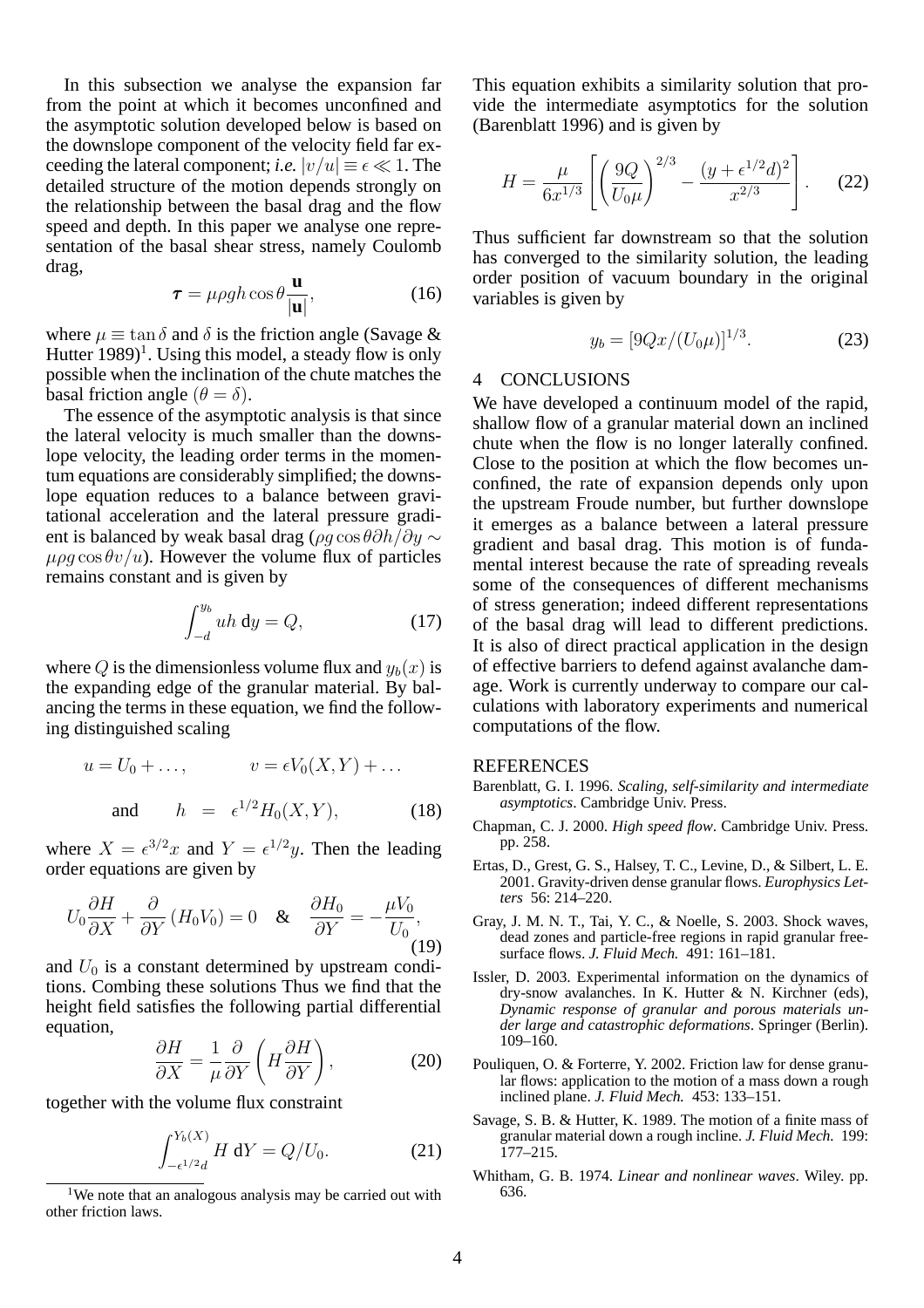In this subsection we analyse the expansion far from the point at which it becomes unconfined and the asymptotic solution developed below is based on the downslope component of the velocity field far exceeding the lateral component; *i.e.* $|v/u| \equiv \epsilon \ll 1$. The detailed structure of the motion depends strongly on the relationship between the basal drag and the flow speed and depth. In this paper we analyse one representation of the basal shear stress, namely Coulomb drag,

$$\boldsymbol{\tau} = \mu \rho g h \cos\theta \frac{\mathbf{u}}{|\mathbf{u}|}, \tag{16}$$

where $\mu \equiv \tan\delta$ and $\delta$ is the friction angle (Savage & Hutter 1989)[1]. Using this model, a steady flow is only possible when the inclination of the chute matches the basal friction angle ($\theta = \delta$).

The essence of the asymptotic analysis is that since the lateral velocity is much smaller than the downslope velocity, the leading order terms in the momentum equations are considerably simplified; the downslope equation reduces to a balance between gravitational acceleration and the lateral pressure gradient is balanced by weak basal drag ($\rho g \cos\theta \partial h/\partial y \sim \mu \rho g \cos\theta v/u$). However the volume flux of particles remains constant and is given by

$$\int_{-d}^{y_b} uh \, \mathrm{d}y = Q, \tag{17}$$

where $Q$ is the dimensionless volume flux and $y_b(x)$ is the expanding edge of the granular material. By balancing the terms in these equation, we find the following distinguished scaling

$$u = U_0 + \ldots, \qquad v = \epsilon V_0(X, Y) + \ldots$$

$$\text{and} \qquad h \;=\; \epsilon^{1/2} H_0(X, Y), \tag{18}$$

where $X = \epsilon^{3/2} x$ and $Y = \epsilon^{1/2} y$. Then the leading order equations are given by

$$U_0 \frac{\partial H}{\partial X} + \frac{\partial}{\partial Y}(H_0 V_0) = 0 \quad \& \quad \frac{\partial H_0}{\partial Y} = -\frac{\mu V_0}{U_0}, \tag{19}$$

and $U_0$ is a constant determined by upstream conditions. Combing these solutions Thus we find that the height field satisfies the following partial differential equation,

$$\frac{\partial H}{\partial X} = \frac{1}{\mu} \frac{\partial}{\partial Y}\left( H \frac{\partial H}{\partial Y} \right), \tag{20}$$

together with the volume flux constraint

$$\int_{-\epsilon^{1/2} d}^{Y_b(X)} H \, \mathrm{d}Y = Q/U_0. \tag{21}$$

[1]We note that an analogous analysis may be carried out with other friction laws.

This equation exhibits a similarity solution that provide the intermediate asymptotics for the solution (Barenblatt 1996) and is given by

$$H = \frac{\mu}{6x^{1/3}} \left[ \left( \frac{9Q}{U_0 \mu} \right)^{2/3} - \frac{(y + \epsilon^{1/2} d)^2}{x^{2/3}} \right]. \tag{22}$$

Thus sufficient far downstream so that the solution has converged to the similarity solution, the leading order position of vacuum boundary in the original variables is given by

$$y_b = [9Qx/(U_0 \mu)]^{1/3}. \tag{23}$$

## 4 CONCLUSIONS

We have developed a continuum model of the rapid, shallow flow of a granular material down an inclined chute when the flow is no longer laterally confined. Close to the position at which the flow becomes unconfined, the rate of expansion depends only upon the upstream Froude number, but further downslope it emerges as a balance between a lateral pressure gradient and basal drag. This motion is of fundamental interest because the rate of spreading reveals some of the consequences of different mechanisms of stress generation; indeed different representations of the basal drag will lead to different predictions. It is also of direct practical application in the design of effective barriers to defend against avalanche damage. Work is currently underway to compare our calculations with laboratory experiments and numerical computations of the flow.

## REFERENCES

Barenblatt, G. I. 1996. *Scaling, self-similarity and intermediate asymptotics*. Cambridge Univ. Press.

Chapman, C. J. 2000. *High speed flow*. Cambridge Univ. Press. pp. 258.

Ertas, D., Grest, G. S., Halsey, T. C., Levine, D., & Silbert, L. E. 2001. Gravity-driven dense granular flows. *Europhysics Letters* 56: 214–220.

Gray, J. M. N. T., Tai, Y. C., & Noelle, S. 2003. Shock waves, dead zones and particle-free regions in rapid granular free-surface flows. *J. Fluid Mech.* 491: 161–181.

Issler, D. 2003. Experimental information on the dynamics of dry-snow avalanches. In K. Hutter & N. Kirchner (eds), *Dynamic response of granular and porous materials under large and catastrophic deformations*. Springer (Berlin). 109–160.

Pouliquen, O. & Forterre, Y. 2002. Friction law for dense granular flows: application to the motion of a mass down a rough inclined plane. *J. Fluid Mech.* 453: 133–151.

Savage, S. B. & Hutter, K. 1989. The motion of a finite mass of granular material down a rough incline. *J. Fluid Mech.* 199: 177–215.

Whitham, G. B. 1974. *Linear and nonlinear waves*. Wiley. pp. 636.